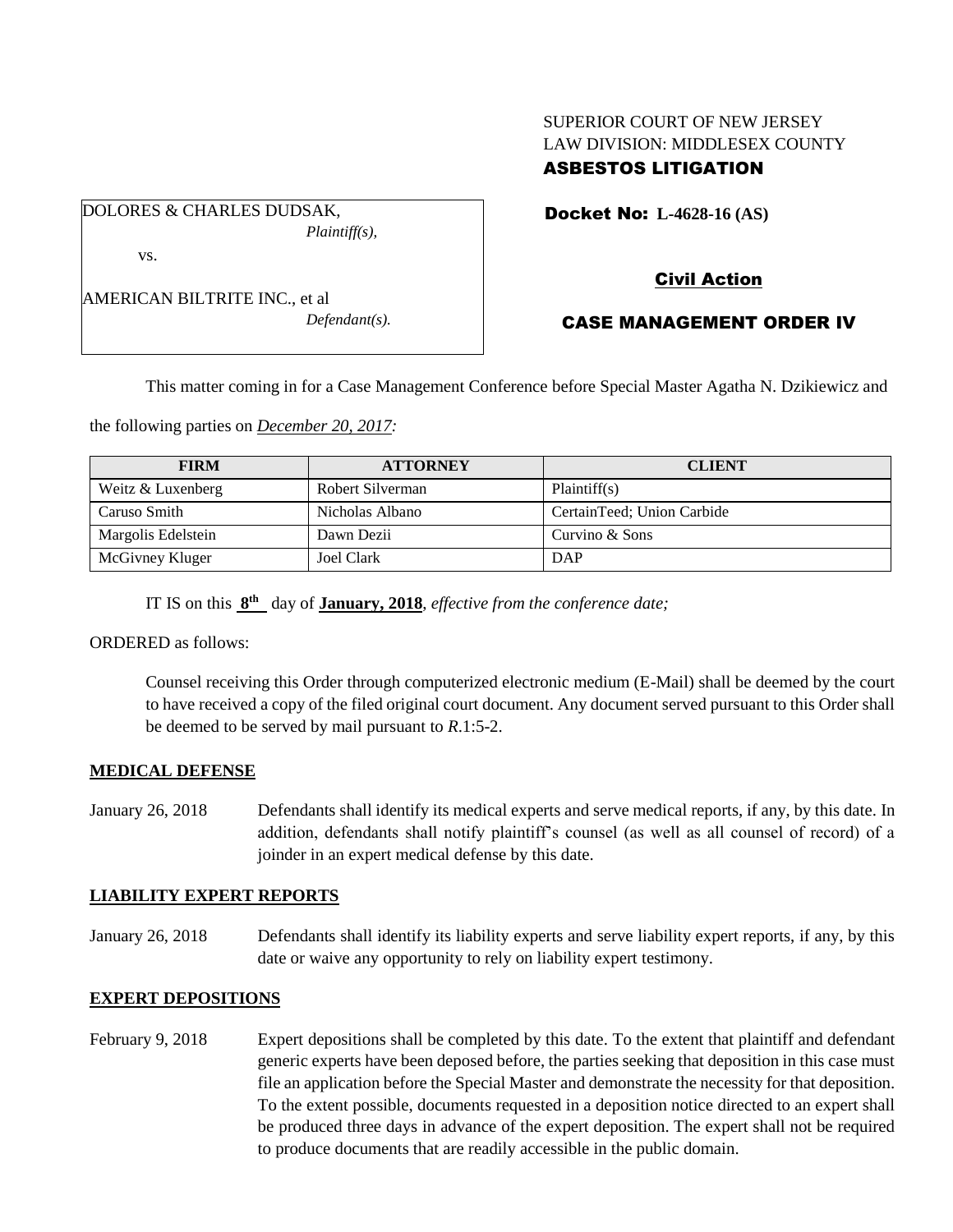SUPERIOR COURT OF NEW JERSEY
LAW DIVISION: MIDDLESEX COUNTY
**ASBESTOS LITIGATION**

DOLORES & CHARLES DUDSAK,
*Plaintiff(s),*

vs.

AMERICAN BILTRITE INC., et al
*Defendant(s).*

**Docket No: L-4628-16 (AS)**

**Civil Action**

**CASE MANAGEMENT ORDER IV**

This matter coming in for a Case Management Conference before Special Master Agatha N. Dzikiewicz and the following parties on ***December 20, 2017:***

| FIRM | ATTORNEY | CLIENT |
|---|---|---|
| Weitz & Luxenberg | Robert Silverman | Plaintiff(s) |
| Caruso Smith | Nicholas Albano | CertainTeed; Union Carbide |
| Margolis Edelstein | Dawn Dezii | Curvino & Sons |
| McGivney Kluger | Joel Clark | DAP |

IT IS on this **8th** day of **January, 2018**, *effective from the conference date;*

ORDERED as follows:

Counsel receiving this Order through computerized electronic medium (E-Mail) shall be deemed by the court to have received a copy of the filed original court document. Any document served pursuant to this Order shall be deemed to be served by mail pursuant to *R*.1:5-2.

**MEDICAL DEFENSE**

January 26, 2018 Defendants shall identify its medical experts and serve medical reports, if any, by this date. In addition, defendants shall notify plaintiff's counsel (as well as all counsel of record) of a joinder in an expert medical defense by this date.

**LIABILITY EXPERT REPORTS**

January 26, 2018 Defendants shall identify its liability experts and serve liability expert reports, if any, by this date or waive any opportunity to rely on liability expert testimony.

**EXPERT DEPOSITIONS**

February 9, 2018 Expert depositions shall be completed by this date. To the extent that plaintiff and defendant generic experts have been deposed before, the parties seeking that deposition in this case must file an application before the Special Master and demonstrate the necessity for that deposition. To the extent possible, documents requested in a deposition notice directed to an expert shall be produced three days in advance of the expert deposition. The expert shall not be required to produce documents that are readily accessible in the public domain.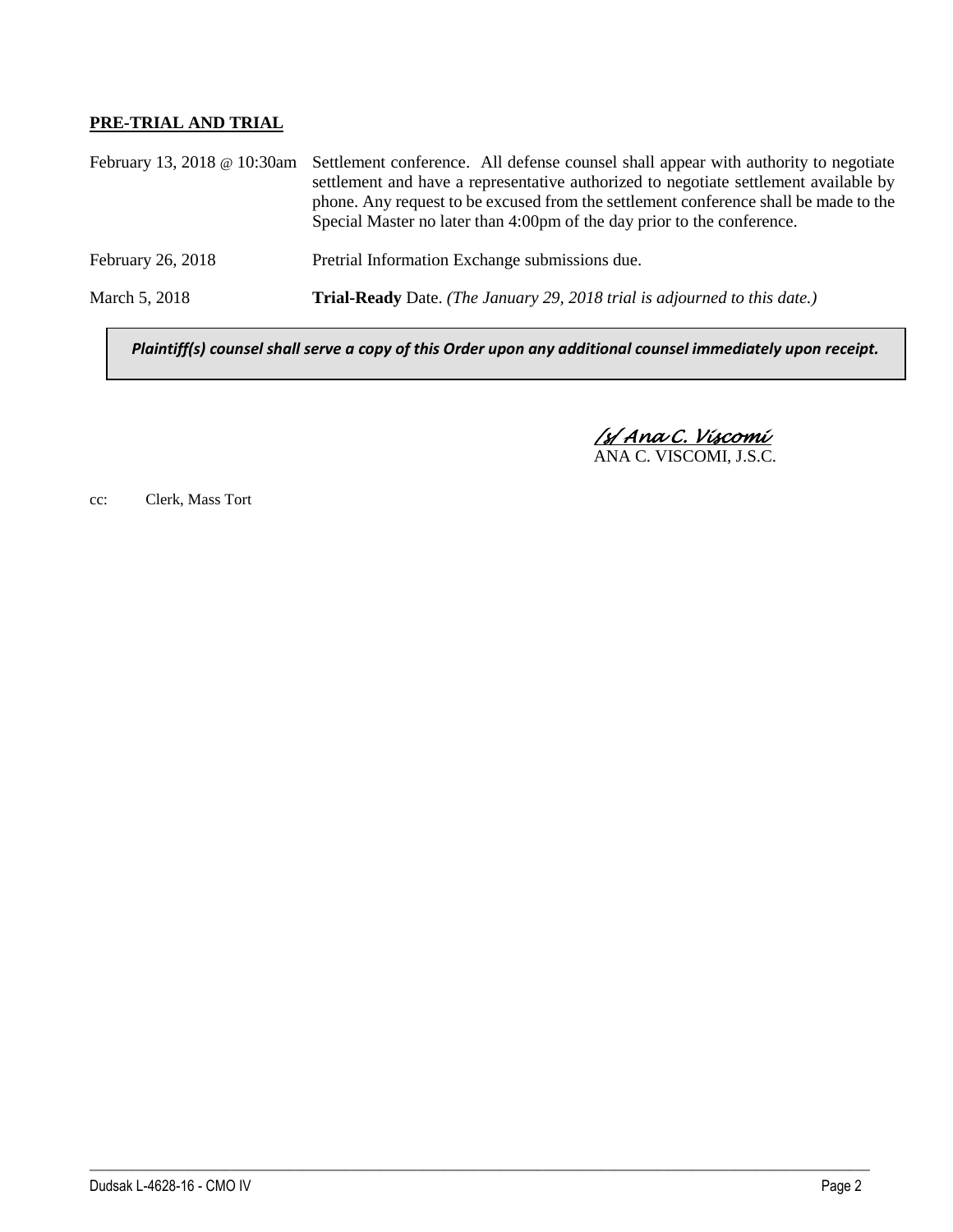## PRE-TRIAL AND TRIAL

| | |
|---|---|
| February 13, 2018 @ 10:30am | Settlement conference. All defense counsel shall appear with authority to negotiate settlement and have a representative authorized to negotiate settlement available by phone. Any request to be excused from the settlement conference shall be made to the Special Master no later than 4:00pm of the day prior to the conference. |
| February 26, 2018 | Pretrial Information Exchange submissions due. |
| March 5, 2018 | **Trial-Ready** Date. *(The January 29, 2018 trial is adjourned to this date.)* |

***Plaintiff(s) counsel shall serve a copy of this Order upon any additional counsel immediately upon receipt.***

*/s/ Ana C. Viscomi*
ANA C. VISCOMI, J.S.C.

cc: Clerk, Mass Tort